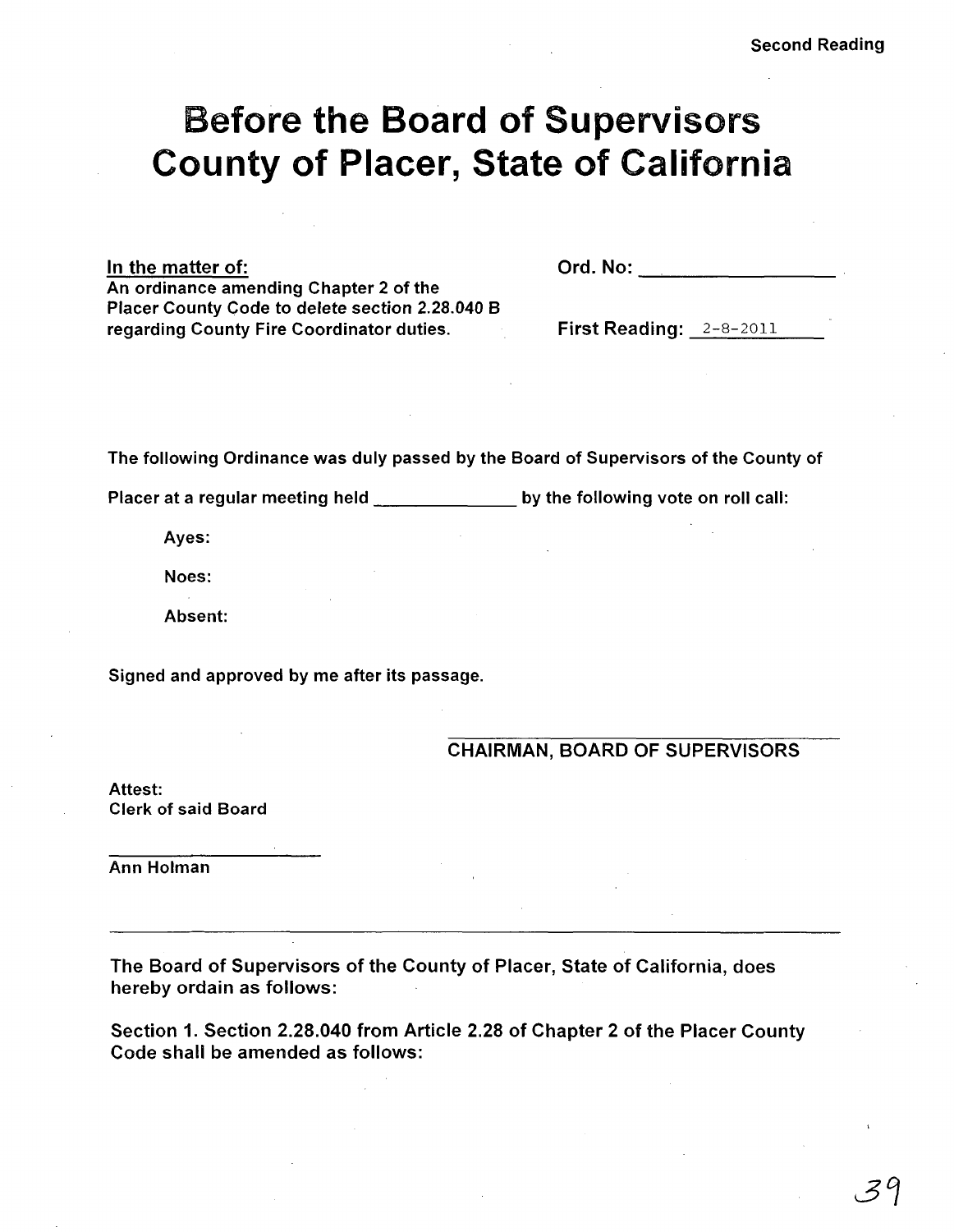Second Reading

# Before the Board of Supervisors County of Placer, State of California

<u>In the matter of:</u>
**An ordinance amending Chapter 2 of the Placer County Code to delete section 2.28.040 B regarding County Fire Coordinator duties.**

**Ord. No:** ___________________

**First Reading:** 2-8-2011

The following Ordinance was duly passed by the Board of Supervisors of the County of Placer at a regular meeting held ______________ by the following vote on roll call:

Ayes:

Noes:

Absent:

Signed and approved by me after its passage.

_________________________________
CHAIRMAN, BOARD OF SUPERVISORS

Attest:
Clerk of said Board

_____________________
Ann Holman

---

The Board of Supervisors of the County of Placer, State of California, does hereby ordain as follows:

Section 1. Section 2.28.040 from Article 2.28 of Chapter 2 of the Placer County Code shall be amended as follows: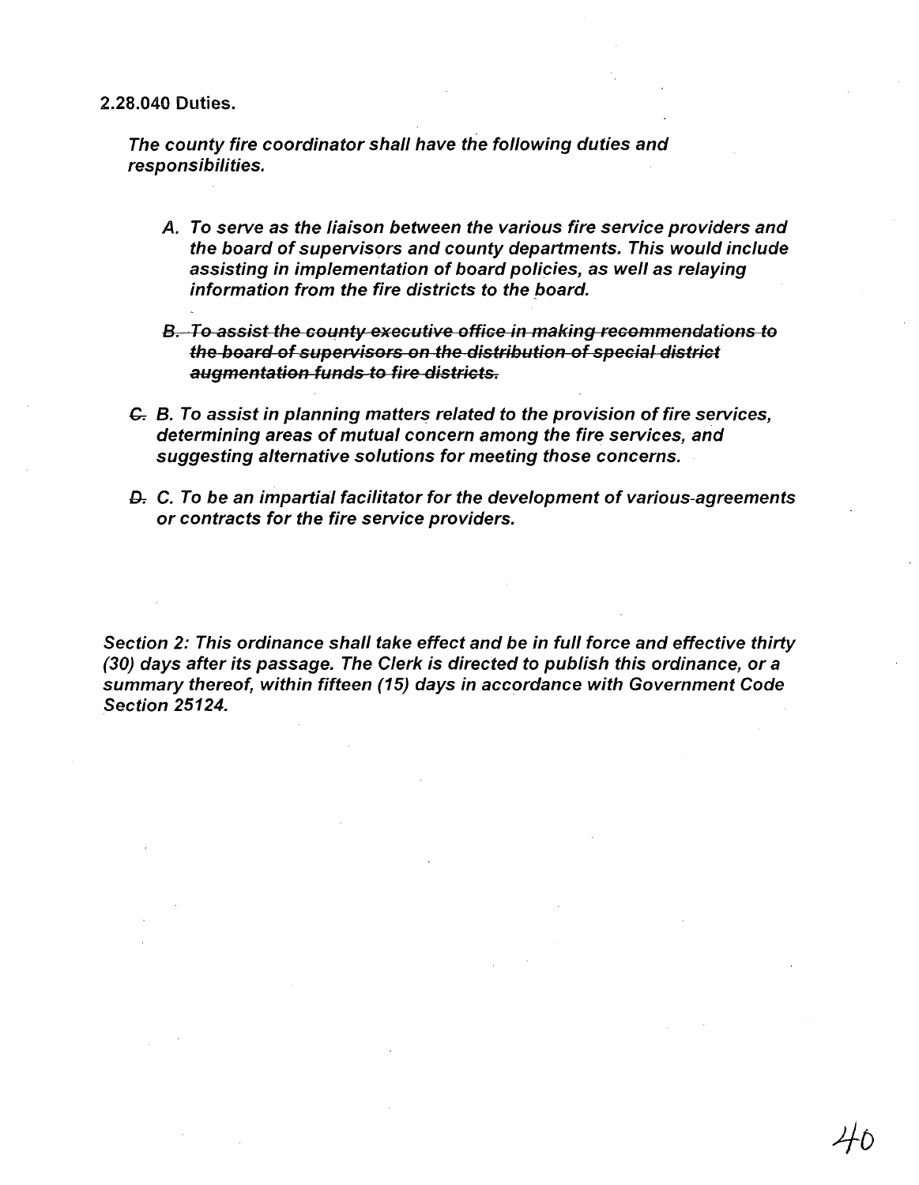2.28.040 Duties.

*The county fire coordinator shall have the following duties and responsibilities.*

*A. To serve as the liaison between the various fire service providers and the board of supervisors and county departments. This would include assisting in implementation of board policies, as well as relaying information from the fire districts to the board.*

~~*B. To assist the county executive office in making recommendations to the board of supervisors on the distribution of special district augmentation funds to fire districts.*~~

~~*C.*~~ *B. To assist in planning matters related to the provision of fire services, determining areas of mutual concern among the fire services, and suggesting alternative solutions for meeting those concerns.*

~~*D.*~~ *C. To be an impartial facilitator for the development of various-agreements or contracts for the fire service providers.*

*Section 2: This ordinance shall take effect and be in full force and effective thirty (30) days after its passage. The Clerk is directed to publish this ordinance, or a summary thereof, within fifteen (15) days in accordance with Government Code Section 25124.*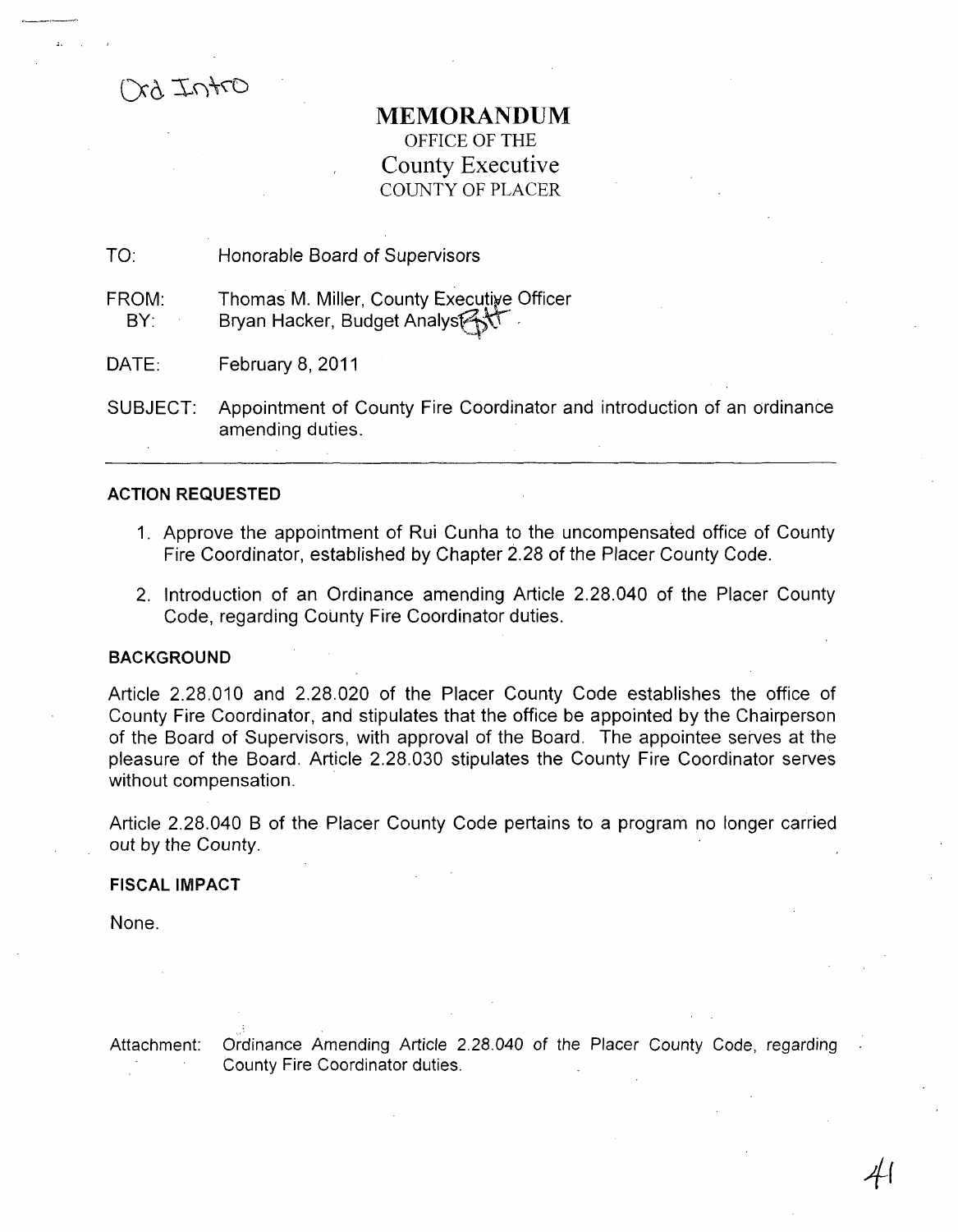Ord Intro

# MEMORANDUM

OFFICE OF THE
County Executive
COUNTY OF PLACER

TO: Honorable Board of Supervisors

FROM: Thomas M. Miller, County Executive Officer
BY: Bryan Hacker, Budget Analyst

DATE: February 8, 2011

SUBJECT: Appointment of County Fire Coordinator and introduction of an ordinance amending duties.

---

**ACTION REQUESTED**

1. Approve the appointment of Rui Cunha to the uncompensated office of County Fire Coordinator, established by Chapter 2.28 of the Placer County Code.
2. Introduction of an Ordinance amending Article 2.28.040 of the Placer County Code, regarding County Fire Coordinator duties.

**BACKGROUND**

Article 2.28.010 and 2.28.020 of the Placer County Code establishes the office of County Fire Coordinator, and stipulates that the office be appointed by the Chairperson of the Board of Supervisors, with approval of the Board. The appointee serves at the pleasure of the Board. Article 2.28.030 stipulates the County Fire Coordinator serves without compensation.

Article 2.28.040 B of the Placer County Code pertains to a program no longer carried out by the County.

**FISCAL IMPACT**

None.

Attachment: Ordinance Amending Article 2.28.040 of the Placer County Code, regarding County Fire Coordinator duties.